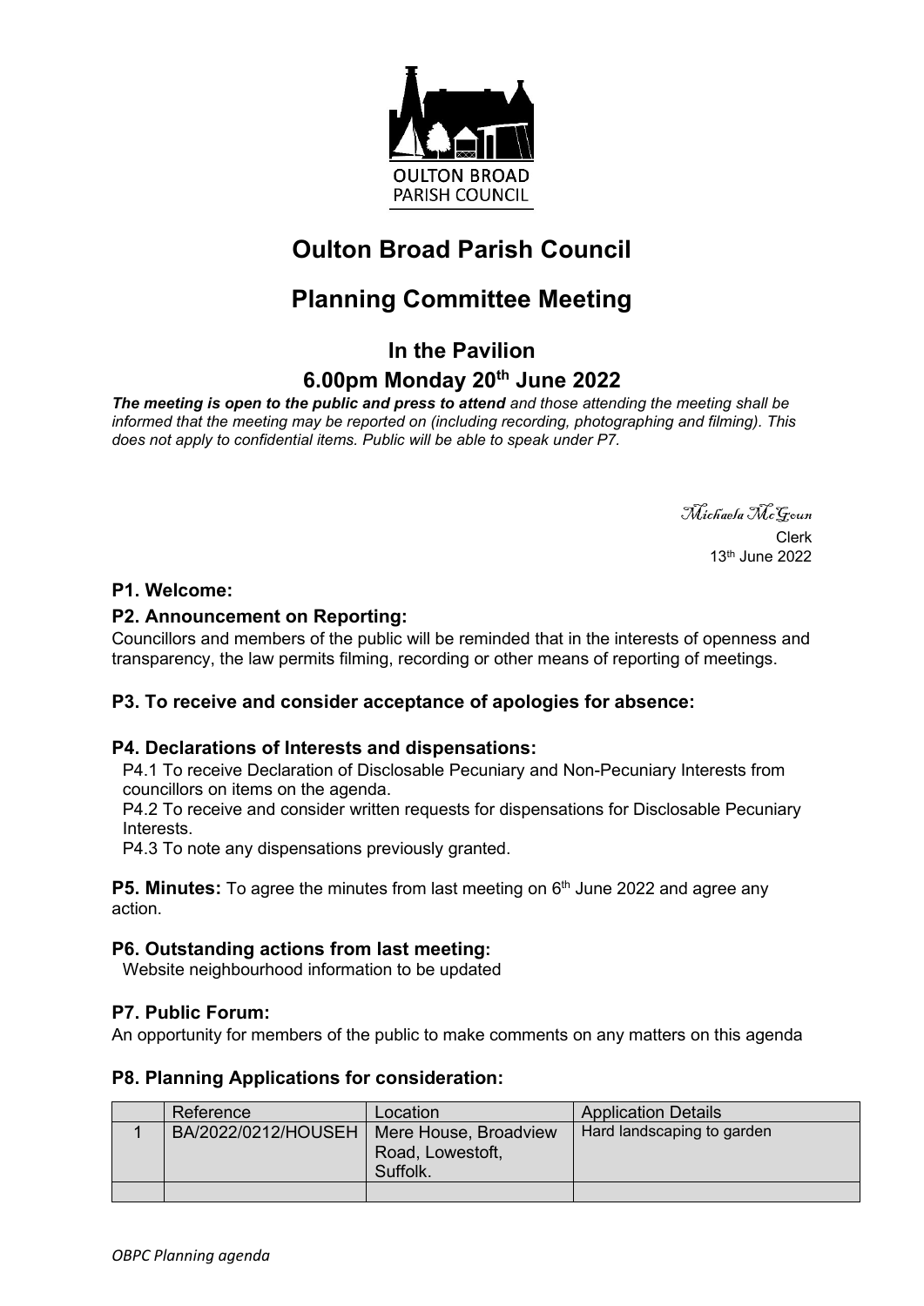OULTON BROAD
PARISH COUNCIL

# Oulton Broad Parish Council

# Planning Committee Meeting

## In the Pavilion

## 6.00pm Monday 20th June 2022

***The meeting is open to the public and press to attend*** *and those attending the meeting shall be informed that the meeting may be reported on (including recording, photographing and filming). This does not apply to confidential items. Public will be able to speak under P7.*

*Michaela McGoun*
Clerk
13th June 2022

### P1. Welcome:

### P2. Announcement on Reporting:

Councillors and members of the public will be reminded that in the interests of openness and transparency, the law permits filming, recording or other means of reporting of meetings.

### P3. To receive and consider acceptance of apologies for absence:

### P4. Declarations of Interests and dispensations:

P4.1 To receive Declaration of Disclosable Pecuniary and Non-Pecuniary Interests from councillors on items on the agenda.

P4.2 To receive and consider written requests for dispensations for Disclosable Pecuniary Interests.

P4.3 To note any dispensations previously granted.

**P5. Minutes:** To agree the minutes from last meeting on 6th June 2022 and agree any action.

### P6. Outstanding actions from last meeting:

Website neighbourhood information to be updated

### P7. Public Forum:

An opportunity for members of the public to make comments on any matters on this agenda

### P8. Planning Applications for consideration:

| | Reference | Location | Application Details |
|---|---|---|---|
| 1 | BA/2022/0212/HOUSEH | Mere House, Broadview Road, Lowestoft, Suffolk. | Hard landscaping to garden |
| | | | |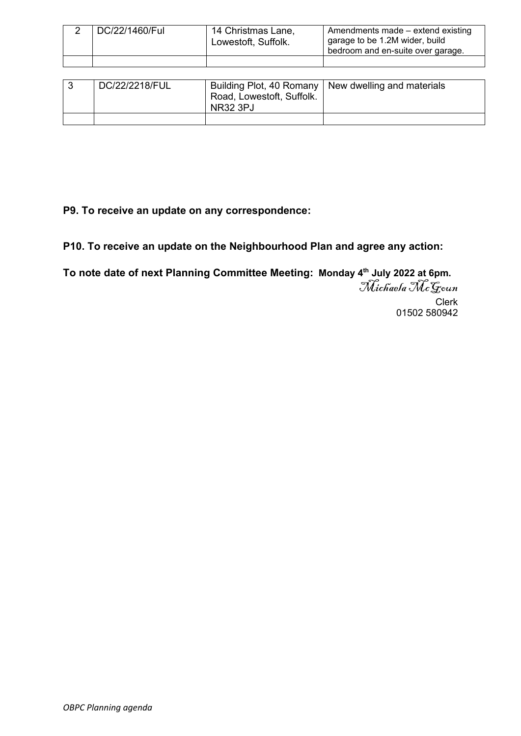| | | | |
|---|---|---|---|
| 2 | DC/22/1460/Ful | 14 Christmas Lane, Lowestoft, Suffolk. | Amendments made – extend existing garage to be 1.2M wider, build bedroom and en-suite over garage. |
| | | | |

| | | | |
|---|---|---|---|
| 3 | DC/22/2218/FUL | Building Plot, 40 Romany Road, Lowestoft, Suffolk. NR32 3PJ | New dwelling and materials |
| | | | |

**P9. To receive an update on any correspondence:**

**P10. To receive an update on the Neighbourhood Plan and agree any action:**

**To note date of next Planning Committee Meeting: Monday 4th July 2022 at 6pm.**

*Michaela McGoun*

Clerk

01502 580942